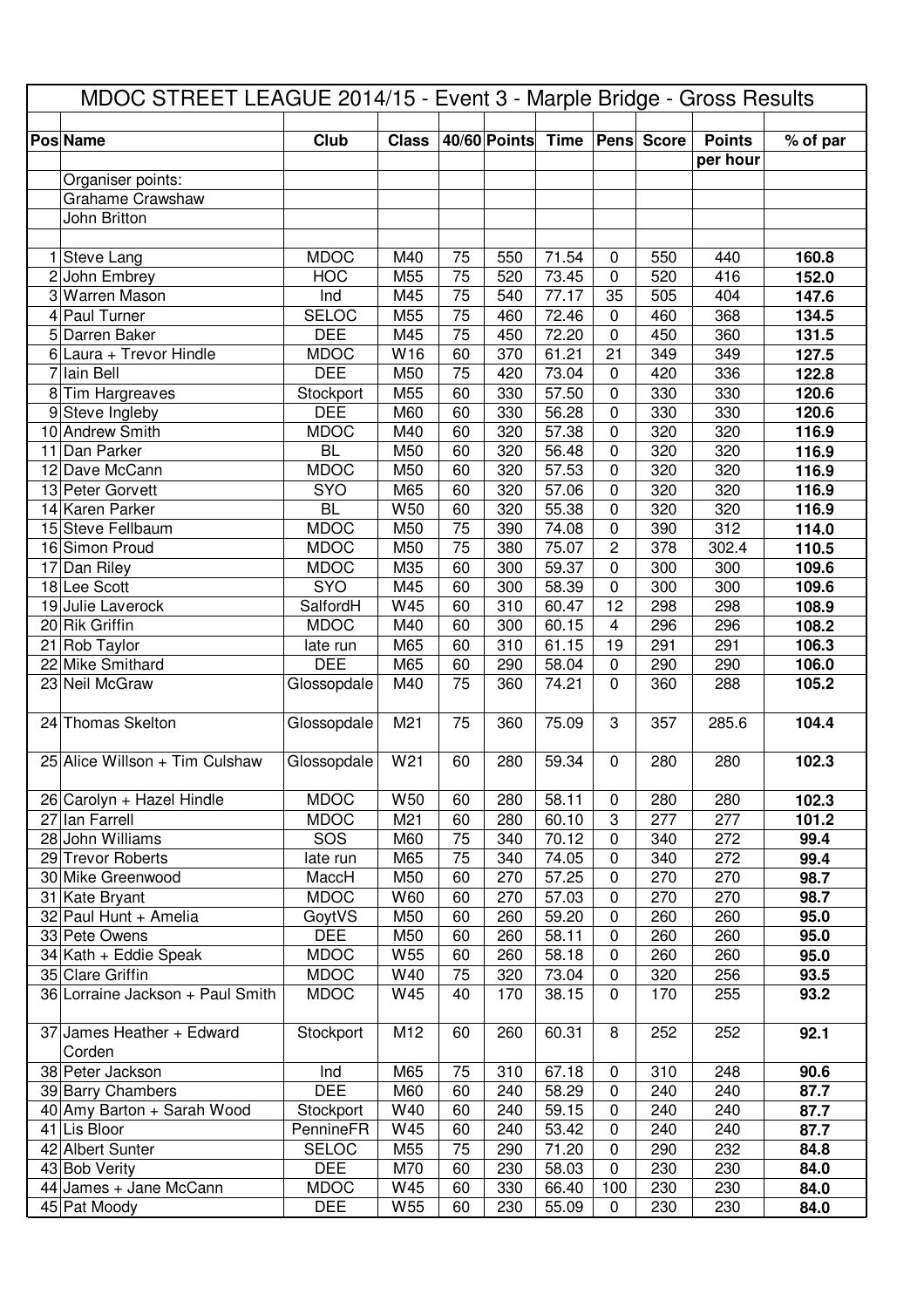# MDOC STREET LEAGUE 2014/15 - Event 3 - Marple Bridge - Gross Results

| Pos | Name | Club | Class | 40/60 | Points | Time | Pens | Score | Points per hour | % of par |
|---|---|---|---|---|---|---|---|---|---|---|
| | Organiser points: | | | | | | | | | |
| | Grahame Crawshaw | | | | | | | | | |
| | John Britton | | | | | | | | | |
| | | | | | | | | | | |
| 1 | Steve Lang | MDOC | M40 | 75 | 550 | 71.54 | 0 | 550 | 440 | **160.8** |
| 2 | John Embrey | HOC | M55 | 75 | 520 | 73.45 | 0 | 520 | 416 | **152.0** |
| 3 | Warren Mason | Ind | M45 | 75 | 540 | 77.17 | 35 | 505 | 404 | **147.6** |
| 4 | Paul Turner | SELOC | M55 | 75 | 460 | 72.46 | 0 | 460 | 368 | **134.5** |
| 5 | Darren Baker | DEE | M45 | 75 | 450 | 72.20 | 0 | 450 | 360 | **131.5** |
| 6 | Laura + Trevor Hindle | MDOC | W16 | 60 | 370 | 61.21 | 21 | 349 | 349 | **127.5** |
| 7 | Iain Bell | DEE | M50 | 75 | 420 | 73.04 | 0 | 420 | 336 | **122.8** |
| 8 | Tim Hargreaves | Stockport | M55 | 60 | 330 | 57.50 | 0 | 330 | 330 | **120.6** |
| 9 | Steve Ingleby | DEE | M60 | 60 | 330 | 56.28 | 0 | 330 | 330 | **120.6** |
| 10 | Andrew Smith | MDOC | M40 | 60 | 320 | 57.38 | 0 | 320 | 320 | **116.9** |
| 11 | Dan Parker | BL | M50 | 60 | 320 | 56.48 | 0 | 320 | 320 | **116.9** |
| 12 | Dave McCann | MDOC | M50 | 60 | 320 | 57.53 | 0 | 320 | 320 | **116.9** |
| 13 | Peter Gorvett | SYO | M65 | 60 | 320 | 57.06 | 0 | 320 | 320 | **116.9** |
| 14 | Karen Parker | BL | W50 | 60 | 320 | 55.38 | 0 | 320 | 320 | **116.9** |
| 15 | Steve Fellbaum | MDOC | M50 | 75 | 390 | 74.08 | 0 | 390 | 312 | **114.0** |
| 16 | Simon Proud | MDOC | M50 | 75 | 380 | 75.07 | 2 | 378 | 302.4 | **110.5** |
| 17 | Dan Riley | MDOC | M35 | 60 | 300 | 59.37 | 0 | 300 | 300 | **109.6** |
| 18 | Lee Scott | SYO | M45 | 60 | 300 | 58.39 | 0 | 300 | 300 | **109.6** |
| 19 | Julie Laverock | SalfordH | W45 | 60 | 310 | 60.47 | 12 | 298 | 298 | **108.9** |
| 20 | Rik Griffin | MDOC | M40 | 60 | 300 | 60.15 | 4 | 296 | 296 | **108.2** |
| 21 | Rob Taylor | late run | M65 | 60 | 310 | 61.15 | 19 | 291 | 291 | **106.3** |
| 22 | Mike Smithard | DEE | M65 | 60 | 290 | 58.04 | 0 | 290 | 290 | **106.0** |
| 23 | Neil McGraw | Glossopdale | M40 | 75 | 360 | 74.21 | 0 | 360 | 288 | **105.2** |
| 24 | Thomas Skelton | Glossopdale | M21 | 75 | 360 | 75.09 | 3 | 357 | 285.6 | **104.4** |
| 25 | Alice Willson + Tim Culshaw | Glossopdale | W21 | 60 | 280 | 59.34 | 0 | 280 | 280 | **102.3** |
| 26 | Carolyn + Hazel Hindle | MDOC | W50 | 60 | 280 | 58.11 | 0 | 280 | 280 | **102.3** |
| 27 | Ian Farrell | MDOC | M21 | 60 | 280 | 60.10 | 3 | 277 | 277 | **101.2** |
| 28 | John Williams | SOS | M60 | 75 | 340 | 70.12 | 0 | 340 | 272 | **99.4** |
| 29 | Trevor Roberts | late run | M65 | 75 | 340 | 74.05 | 0 | 340 | 272 | **99.4** |
| 30 | Mike Greenwood | MaccH | M50 | 60 | 270 | 57.25 | 0 | 270 | 270 | **98.7** |
| 31 | Kate Bryant | MDOC | W60 | 60 | 270 | 57.03 | 0 | 270 | 270 | **98.7** |
| 32 | Paul Hunt + Amelia | GoytVS | M50 | 60 | 260 | 59.20 | 0 | 260 | 260 | **95.0** |
| 33 | Pete Owens | DEE | M50 | 60 | 260 | 58.11 | 0 | 260 | 260 | **95.0** |
| 34 | Kath + Eddie Speak | MDOC | W55 | 60 | 260 | 58.18 | 0 | 260 | 260 | **95.0** |
| 35 | Clare Griffin | MDOC | W40 | 75 | 320 | 73.04 | 0 | 320 | 256 | **93.5** |
| 36 | Lorraine Jackson + Paul Smith | MDOC | W45 | 40 | 170 | 38.15 | 0 | 170 | 255 | **93.2** |
| 37 | James Heather + Edward Corden | Stockport | M12 | 60 | 260 | 60.31 | 8 | 252 | 252 | **92.1** |
| 38 | Peter Jackson | Ind | M65 | 75 | 310 | 67.18 | 0 | 310 | 248 | **90.6** |
| 39 | Barry Chambers | DEE | M60 | 60 | 240 | 58.29 | 0 | 240 | 240 | **87.7** |
| 40 | Amy Barton + Sarah Wood | Stockport | W40 | 60 | 240 | 59.15 | 0 | 240 | 240 | **87.7** |
| 41 | Lis Bloor | PennineFR | W45 | 60 | 240 | 53.42 | 0 | 240 | 240 | **87.7** |
| 42 | Albert Sunter | SELOC | M55 | 75 | 290 | 71.20 | 0 | 290 | 232 | **84.8** |
| 43 | Bob Verity | DEE | M70 | 60 | 230 | 58.03 | 0 | 230 | 230 | **84.0** |
| 44 | James + Jane McCann | MDOC | W45 | 60 | 330 | 66.40 | 100 | 230 | 230 | **84.0** |
| 45 | Pat Moody | DEE | W55 | 60 | 230 | 55.09 | 0 | 230 | 230 | **84.0** |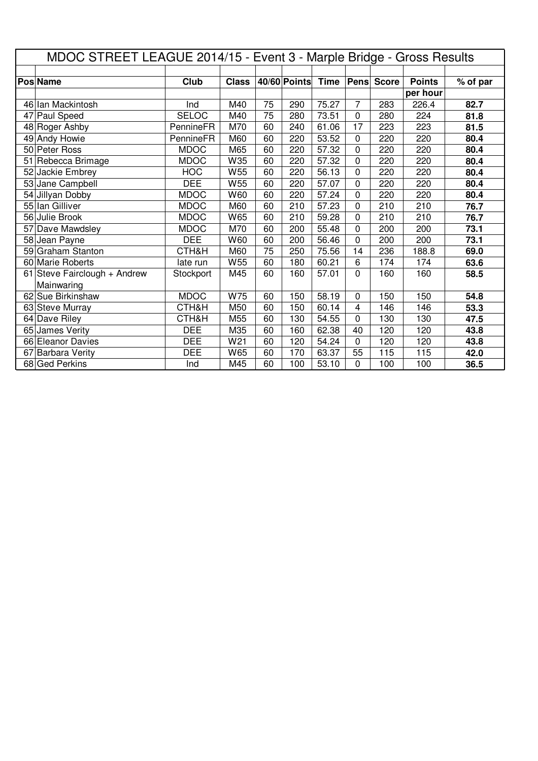# MDOC STREET LEAGUE 2014/15 - Event 3 - Marple Bridge - Gross Results

| Pos | Name | Club | Class | 40/60 | Points | Time | Pens | Score | Points per hour | % of par |
|---|---|---|---|---|---|---|---|---|---|---|
| 46 | Ian Mackintosh | Ind | M40 | 75 | 290 | 75.27 | 7 | 283 | 226.4 | **82.7** |
| 47 | Paul Speed | SELOC | M40 | 75 | 280 | 73.51 | 0 | 280 | 224 | **81.8** |
| 48 | Roger Ashby | PennineFR | M70 | 60 | 240 | 61.06 | 17 | 223 | 223 | **81.5** |
| 49 | Andy Howie | PennineFR | M60 | 60 | 220 | 53.52 | 0 | 220 | 220 | **80.4** |
| 50 | Peter Ross | MDOC | M65 | 60 | 220 | 57.32 | 0 | 220 | 220 | **80.4** |
| 51 | Rebecca Brimage | MDOC | W35 | 60 | 220 | 57.32 | 0 | 220 | 220 | **80.4** |
| 52 | Jackie Embrey | HOC | W55 | 60 | 220 | 56.13 | 0 | 220 | 220 | **80.4** |
| 53 | Jane Campbell | DEE | W55 | 60 | 220 | 57.07 | 0 | 220 | 220 | **80.4** |
| 54 | Jillyan Dobby | MDOC | W60 | 60 | 220 | 57.24 | 0 | 220 | 220 | **80.4** |
| 55 | Ian Gilliver | MDOC | M60 | 60 | 210 | 57.23 | 0 | 210 | 210 | **76.7** |
| 56 | Julie Brook | MDOC | W65 | 60 | 210 | 59.28 | 0 | 210 | 210 | **76.7** |
| 57 | Dave Mawdsley | MDOC | M70 | 60 | 200 | 55.48 | 0 | 200 | 200 | **73.1** |
| 58 | Jean Payne | DEE | W60 | 60 | 200 | 56.46 | 0 | 200 | 200 | **73.1** |
| 59 | Graham Stanton | CTH&H | M60 | 75 | 250 | 75.56 | 14 | 236 | 188.8 | **69.0** |
| 60 | Marie Roberts | late run | W55 | 60 | 180 | 60.21 | 6 | 174 | 174 | **63.6** |
| 61 | Steve Fairclough + Andrew Mainwaring | Stockport | M45 | 60 | 160 | 57.01 | 0 | 160 | 160 | **58.5** |
| 62 | Sue Birkinshaw | MDOC | W75 | 60 | 150 | 58.19 | 0 | 150 | 150 | **54.8** |
| 63 | Steve Murray | CTH&H | M50 | 60 | 150 | 60.14 | 4 | 146 | 146 | **53.3** |
| 64 | Dave Riley | CTH&H | M55 | 60 | 130 | 54.55 | 0 | 130 | 130 | **47.5** |
| 65 | James Verity | DEE | M35 | 60 | 160 | 62.38 | 40 | 120 | 120 | **43.8** |
| 66 | Eleanor Davies | DEE | W21 | 60 | 120 | 54.24 | 0 | 120 | 120 | **43.8** |
| 67 | Barbara Verity | DEE | W65 | 60 | 170 | 63.37 | 55 | 115 | 115 | **42.0** |
| 68 | Ged Perkins | Ind | M45 | 60 | 100 | 53.10 | 0 | 100 | 100 | **36.5** |